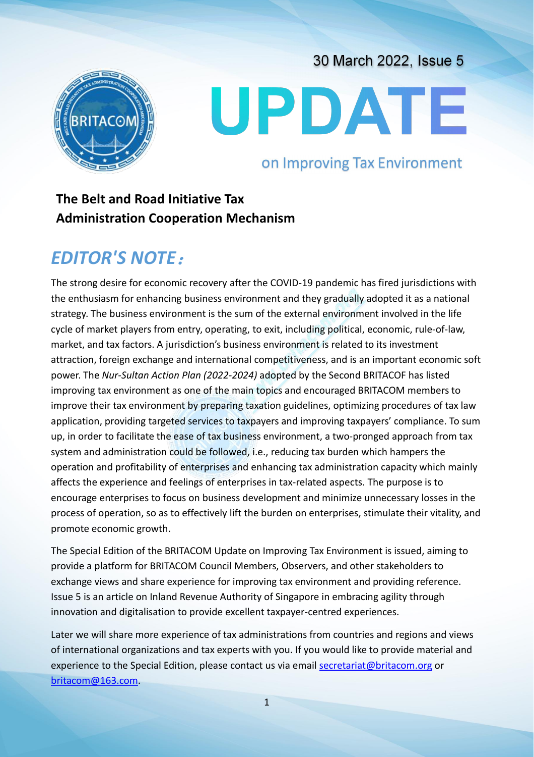30 March 2022, Issue 5

# UPDATE

## on Improving Tax Environment

**The Belt and Road Initiative Tax Administration Cooperation Mechanism**

## *EDITOR'S NOTE:*

The strong desire for economic recovery after the COVID-19 pandemic has fired jurisdictions with the enthusiasm for enhancing business environment and they gradually adopted it as a national strategy. The business environment is the sum of the external environment involved in the life cycle of market players from entry, operating, to exit, including political, economic, rule-of-law, market, and tax factors. A jurisdiction's business environment is related to its investment attraction, foreign exchange and international competitiveness, and is an important economic soft power. The *Nur-Sultan Action Plan (2022-2024)* adopted by the Second BRITACOF has listed improving tax environment as one of the main topics and encouraged BRITACOM members to improve their tax environment by preparing taxation guidelines, optimizing procedures of tax law application, providing targeted services to taxpayers and improving taxpayers' compliance. To sum up, in order to facilitate the ease of tax business environment, a two-pronged approach from tax system and administration could be followed, i.e., reducing tax burden which hampers the operation and profitability of enterprises and enhancing tax administration capacity which mainly affects the experience and feelings of enterprises in tax-related aspects. The purpose is to encourage enterprises to focus on business development and minimize unnecessary losses in the process of operation, so as to effectively lift the burden on enterprises, stimulate their vitality, and promote economic growth.

The Special Edition of the BRITACOM Update on Improving Tax Environment is issued, aiming to provide a platform for BRITACOM Council Members, Observers, and other stakeholders to exchange views and share experience for improving tax environment and providing reference. Issue 5 is an article on Inland Revenue Authority of Singapore in embracing agility through innovation and digitalisation to provide excellent taxpayer-centred experiences.

Later we will share more experience of tax administrations from countries and regions and views of international organizations and tax experts with you. If you would like to provide material and experience to the Special Edition, please contact us via email secretariat@britacom.org or britacom@163.com.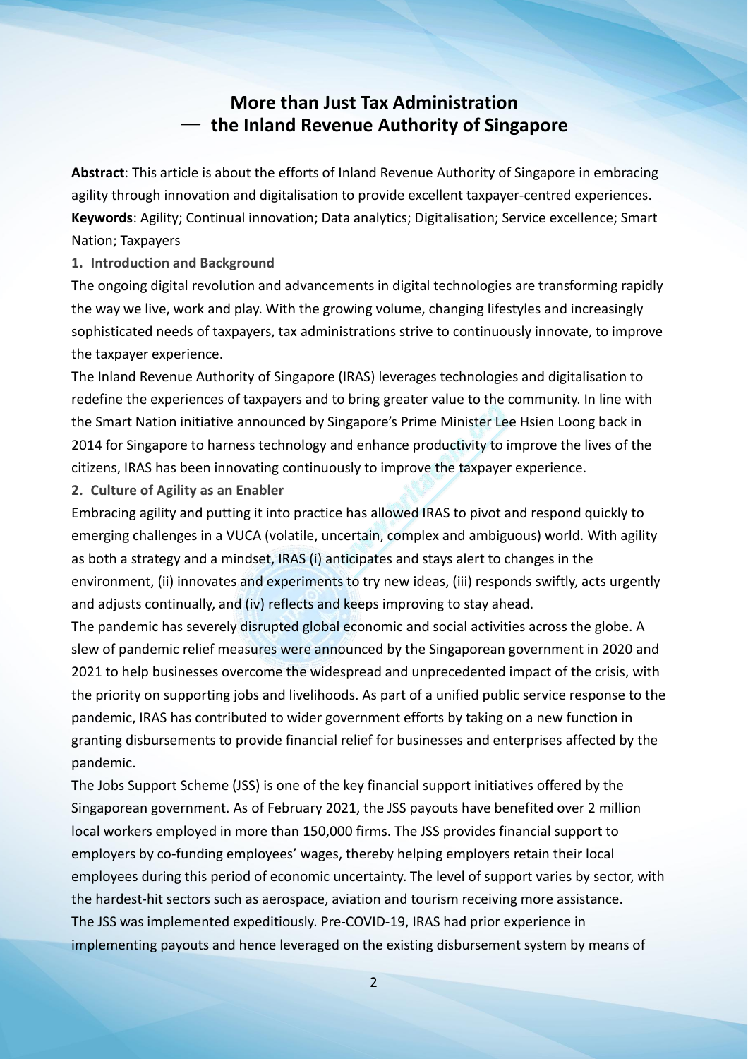# More than Just Tax Administration — the Inland Revenue Authority of Singapore

**Abstract**: This article is about the efforts of Inland Revenue Authority of Singapore in embracing agility through innovation and digitalisation to provide excellent taxpayer-centred experiences.

**Keywords**: Agility; Continual innovation; Data analytics; Digitalisation; Service excellence; Smart Nation; Taxpayers

## 1. Introduction and Background

The ongoing digital revolution and advancements in digital technologies are transforming rapidly the way we live, work and play. With the growing volume, changing lifestyles and increasingly sophisticated needs of taxpayers, tax administrations strive to continuously innovate, to improve the taxpayer experience.

The Inland Revenue Authority of Singapore (IRAS) leverages technologies and digitalisation to redefine the experiences of taxpayers and to bring greater value to the community. In line with the Smart Nation initiative announced by Singapore's Prime Minister Lee Hsien Loong back in 2014 for Singapore to harness technology and enhance productivity to improve the lives of the citizens, IRAS has been innovating continuously to improve the taxpayer experience.

## 2. Culture of Agility as an Enabler

Embracing agility and putting it into practice has allowed IRAS to pivot and respond quickly to emerging challenges in a VUCA (volatile, uncertain, complex and ambiguous) world. With agility as both a strategy and a mindset, IRAS (i) anticipates and stays alert to changes in the environment, (ii) innovates and experiments to try new ideas, (iii) responds swiftly, acts urgently and adjusts continually, and (iv) reflects and keeps improving to stay ahead.

The pandemic has severely disrupted global economic and social activities across the globe. A slew of pandemic relief measures were announced by the Singaporean government in 2020 and 2021 to help businesses overcome the widespread and unprecedented impact of the crisis, with the priority on supporting jobs and livelihoods. As part of a unified public service response to the pandemic, IRAS has contributed to wider government efforts by taking on a new function in granting disbursements to provide financial relief for businesses and enterprises affected by the pandemic.

The Jobs Support Scheme (JSS) is one of the key financial support initiatives offered by the Singaporean government. As of February 2021, the JSS payouts have benefited over 2 million local workers employed in more than 150,000 firms. The JSS provides financial support to employers by co-funding employees' wages, thereby helping employers retain their local employees during this period of economic uncertainty. The level of support varies by sector, with the hardest-hit sectors such as aerospace, aviation and tourism receiving more assistance.

The JSS was implemented expeditiously. Pre-COVID-19, IRAS had prior experience in implementing payouts and hence leveraged on the existing disbursement system by means of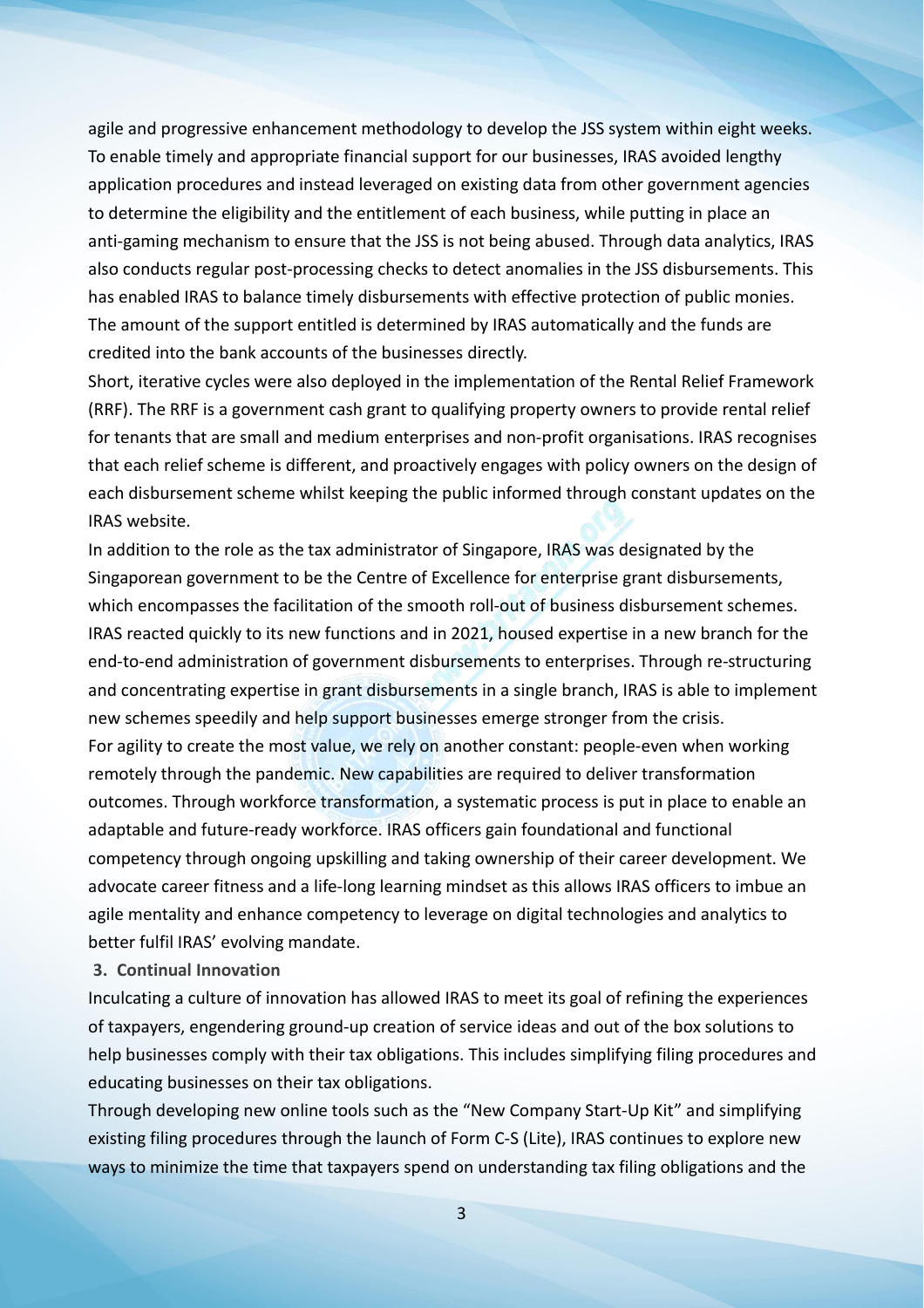agile and progressive enhancement methodology to develop the JSS system within eight weeks. To enable timely and appropriate financial support for our businesses, IRAS avoided lengthy application procedures and instead leveraged on existing data from other government agencies to determine the eligibility and the entitlement of each business, while putting in place an anti-gaming mechanism to ensure that the JSS is not being abused. Through data analytics, IRAS also conducts regular post-processing checks to detect anomalies in the JSS disbursements. This has enabled IRAS to balance timely disbursements with effective protection of public monies. The amount of the support entitled is determined by IRAS automatically and the funds are credited into the bank accounts of the businesses directly.

Short, iterative cycles were also deployed in the implementation of the Rental Relief Framework (RRF). The RRF is a government cash grant to qualifying property owners to provide rental relief for tenants that are small and medium enterprises and non-profit organisations. IRAS recognises that each relief scheme is different, and proactively engages with policy owners on the design of each disbursement scheme whilst keeping the public informed through constant updates on the IRAS website.

In addition to the role as the tax administrator of Singapore, IRAS was designated by the Singaporean government to be the Centre of Excellence for enterprise grant disbursements, which encompasses the facilitation of the smooth roll-out of business disbursement schemes. IRAS reacted quickly to its new functions and in 2021, housed expertise in a new branch for the end-to-end administration of government disbursements to enterprises. Through re-structuring and concentrating expertise in grant disbursements in a single branch, IRAS is able to implement new schemes speedily and help support businesses emerge stronger from the crisis.

For agility to create the most value, we rely on another constant: people-even when working remotely through the pandemic. New capabilities are required to deliver transformation outcomes. Through workforce transformation, a systematic process is put in place to enable an adaptable and future-ready workforce. IRAS officers gain foundational and functional competency through ongoing upskilling and taking ownership of their career development. We advocate career fitness and a life-long learning mindset as this allows IRAS officers to imbue an agile mentality and enhance competency to leverage on digital technologies and analytics to better fulfil IRAS' evolving mandate.

**3. Continual Innovation**

Inculcating a culture of innovation has allowed IRAS to meet its goal of refining the experiences of taxpayers, engendering ground-up creation of service ideas and out of the box solutions to help businesses comply with their tax obligations. This includes simplifying filing procedures and educating businesses on their tax obligations.

Through developing new online tools such as the "New Company Start-Up Kit" and simplifying existing filing procedures through the launch of Form C-S (Lite), IRAS continues to explore new ways to minimize the time that taxpayers spend on understanding tax filing obligations and the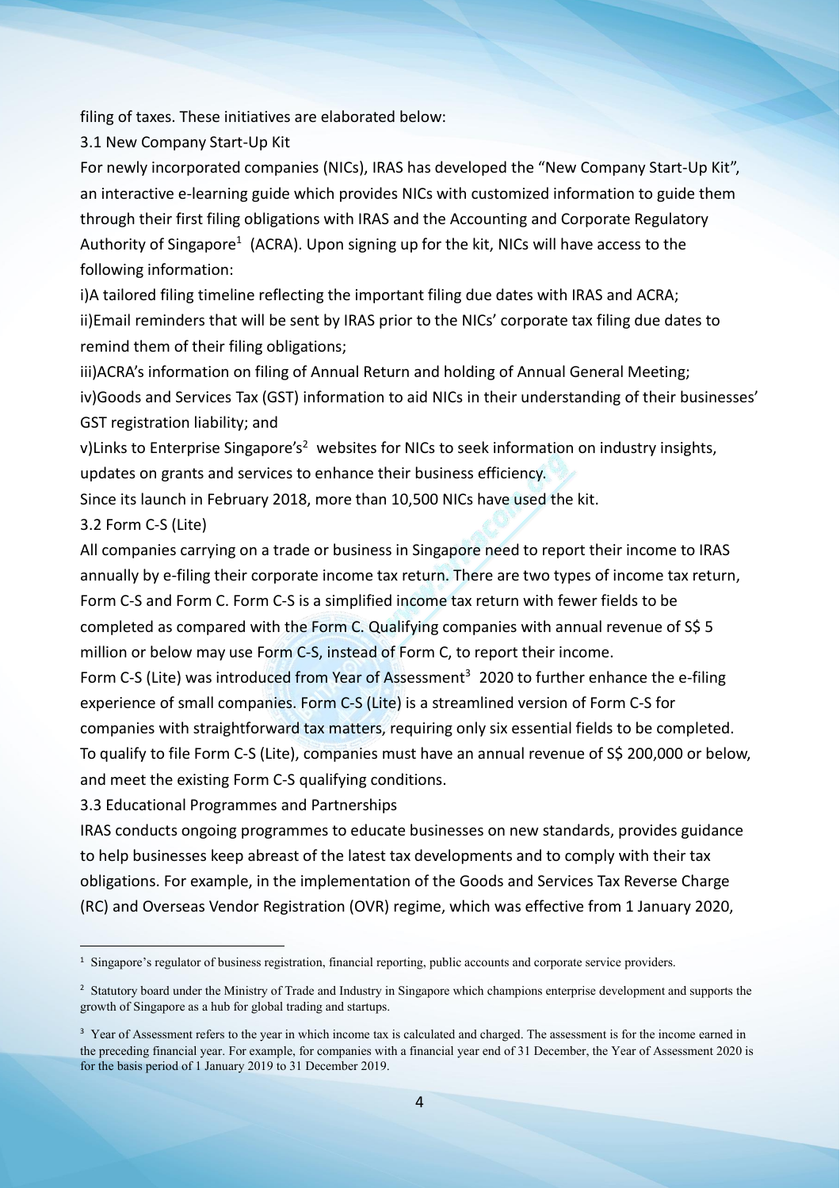filing of taxes. These initiatives are elaborated below:

### 3.1 New Company Start-Up Kit

For newly incorporated companies (NICs), IRAS has developed the "New Company Start-Up Kit", an interactive e-learning guide which provides NICs with customized information to guide them through their first filing obligations with IRAS and the Accounting and Corporate Regulatory Authority of Singapore[1] (ACRA). Upon signing up for the kit, NICs will have access to the following information:

i) A tailored filing timeline reflecting the important filing due dates with IRAS and ACRA;

ii) Email reminders that will be sent by IRAS prior to the NICs' corporate tax filing due dates to remind them of their filing obligations;

iii) ACRA's information on filing of Annual Return and holding of Annual General Meeting;

iv) Goods and Services Tax (GST) information to aid NICs in their understanding of their businesses' GST registration liability; and

v) Links to Enterprise Singapore's[2] websites for NICs to seek information on industry insights, updates on grants and services to enhance their business efficiency.

Since its launch in February 2018, more than 10,500 NICs have used the kit.

### 3.2 Form C-S (Lite)

All companies carrying on a trade or business in Singapore need to report their income to IRAS annually by e-filing their corporate income tax return. There are two types of income tax return, Form C-S and Form C. Form C-S is a simplified income tax return with fewer fields to be completed as compared with the Form C. Qualifying companies with annual revenue of S$ 5 million or below may use Form C-S, instead of Form C, to report their income.

Form C-S (Lite) was introduced from Year of Assessment[3] 2020 to further enhance the e-filing experience of small companies. Form C-S (Lite) is a streamlined version of Form C-S for companies with straightforward tax matters, requiring only six essential fields to be completed. To qualify to file Form C-S (Lite), companies must have an annual revenue of S$ 200,000 or below, and meet the existing Form C-S qualifying conditions.

### 3.3 Educational Programmes and Partnerships

IRAS conducts ongoing programmes to educate businesses on new standards, provides guidance to help businesses keep abreast of the latest tax developments and to comply with their tax obligations. For example, in the implementation of the Goods and Services Tax Reverse Charge (RC) and Overseas Vendor Registration (OVR) regime, which was effective from 1 January 2020,

---

[1] Singapore's regulator of business registration, financial reporting, public accounts and corporate service providers.

[2] Statutory board under the Ministry of Trade and Industry in Singapore which champions enterprise development and supports the growth of Singapore as a hub for global trading and startups.

[3] Year of Assessment refers to the year in which income tax is calculated and charged. The assessment is for the income earned in the preceding financial year. For example, for companies with a financial year end of 31 December, the Year of Assessment 2020 is for the basis period of 1 January 2019 to 31 December 2019.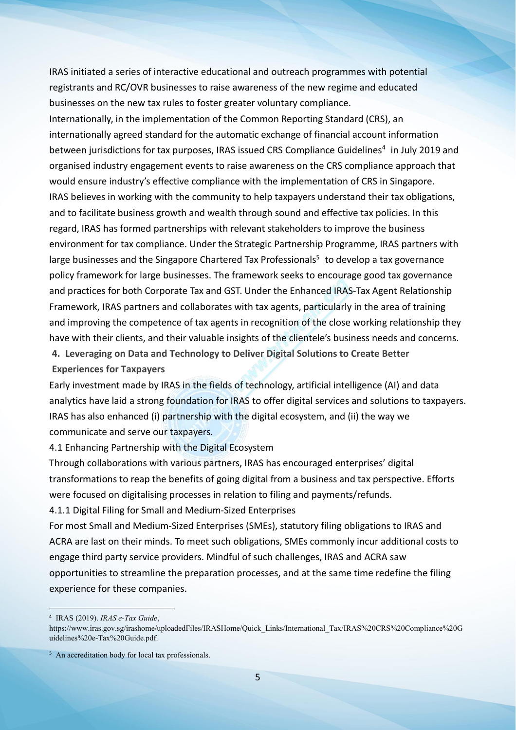IRAS initiated a series of interactive educational and outreach programmes with potential registrants and RC/OVR businesses to raise awareness of the new regime and educated businesses on the new tax rules to foster greater voluntary compliance.

Internationally, in the implementation of the Common Reporting Standard (CRS), an internationally agreed standard for the automatic exchange of financial account information between jurisdictions for tax purposes, IRAS issued CRS Compliance Guidelines[4] in July 2019 and organised industry engagement events to raise awareness on the CRS compliance approach that would ensure industry's effective compliance with the implementation of CRS in Singapore.

IRAS believes in working with the community to help taxpayers understand their tax obligations, and to facilitate business growth and wealth through sound and effective tax policies. In this regard, IRAS has formed partnerships with relevant stakeholders to improve the business environment for tax compliance. Under the Strategic Partnership Programme, IRAS partners with large businesses and the Singapore Chartered Tax Professionals[5] to develop a tax governance policy framework for large businesses. The framework seeks to encourage good tax governance and practices for both Corporate Tax and GST. Under the Enhanced IRAS-Tax Agent Relationship Framework, IRAS partners and collaborates with tax agents, particularly in the area of training and improving the competence of tax agents in recognition of the close working relationship they have with their clients, and their valuable insights of the clientele's business needs and concerns.

## 4. Leveraging on Data and Technology to Deliver Digital Solutions to Create Better Experiences for Taxpayers

Early investment made by IRAS in the fields of technology, artificial intelligence (AI) and data analytics have laid a strong foundation for IRAS to offer digital services and solutions to taxpayers. IRAS has also enhanced (i) partnership with the digital ecosystem, and (ii) the way we communicate and serve our taxpayers.

### 4.1 Enhancing Partnership with the Digital Ecosystem

Through collaborations with various partners, IRAS has encouraged enterprises' digital transformations to reap the benefits of going digital from a business and tax perspective. Efforts were focused on digitalising processes in relation to filing and payments/refunds.

#### 4.1.1 Digital Filing for Small and Medium-Sized Enterprises

For most Small and Medium-Sized Enterprises (SMEs), statutory filing obligations to IRAS and ACRA are last on their minds. To meet such obligations, SMEs commonly incur additional costs to engage third party service providers. Mindful of such challenges, IRAS and ACRA saw opportunities to streamline the preparation processes, and at the same time redefine the filing experience for these companies.

---

[4] IRAS (2019). *IRAS e-Tax Guide*, https://www.iras.gov.sg/irashome/uploadedFiles/IRASHome/Quick_Links/International_Tax/IRAS%20CRS%20Compliance%20Guidelines%20e-Tax%20Guide.pdf.

[5] An accreditation body for local tax professionals.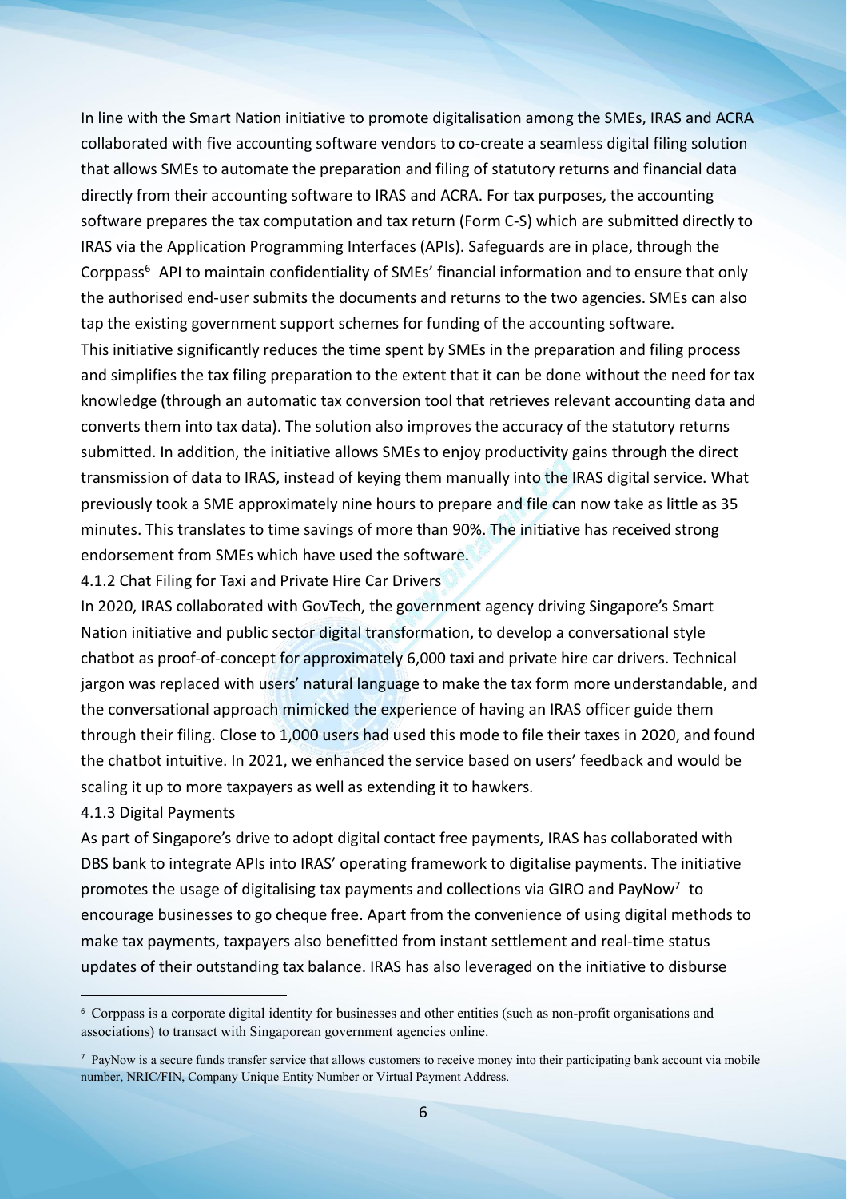In line with the Smart Nation initiative to promote digitalisation among the SMEs, IRAS and ACRA collaborated with five accounting software vendors to co-create a seamless digital filing solution that allows SMEs to automate the preparation and filing of statutory returns and financial data directly from their accounting software to IRAS and ACRA. For tax purposes, the accounting software prepares the tax computation and tax return (Form C-S) which are submitted directly to IRAS via the Application Programming Interfaces (APIs). Safeguards are in place, through the Corppass[6] API to maintain confidentiality of SMEs' financial information and to ensure that only the authorised end-user submits the documents and returns to the two agencies. SMEs can also tap the existing government support schemes for funding of the accounting software.

This initiative significantly reduces the time spent by SMEs in the preparation and filing process and simplifies the tax filing preparation to the extent that it can be done without the need for tax knowledge (through an automatic tax conversion tool that retrieves relevant accounting data and converts them into tax data). The solution also improves the accuracy of the statutory returns submitted. In addition, the initiative allows SMEs to enjoy productivity gains through the direct transmission of data to IRAS, instead of keying them manually into the IRAS digital service. What previously took a SME approximately nine hours to prepare and file can now take as little as 35 minutes. This translates to time savings of more than 90%. The initiative has received strong endorsement from SMEs which have used the software.

#### 4.1.2 Chat Filing for Taxi and Private Hire Car Drivers

In 2020, IRAS collaborated with GovTech, the government agency driving Singapore's Smart Nation initiative and public sector digital transformation, to develop a conversational style chatbot as proof-of-concept for approximately 6,000 taxi and private hire car drivers. Technical jargon was replaced with users' natural language to make the tax form more understandable, and the conversational approach mimicked the experience of having an IRAS officer guide them through their filing. Close to 1,000 users had used this mode to file their taxes in 2020, and found the chatbot intuitive. In 2021, we enhanced the service based on users' feedback and would be scaling it up to more taxpayers as well as extending it to hawkers.

#### 4.1.3 Digital Payments

As part of Singapore's drive to adopt digital contact free payments, IRAS has collaborated with DBS bank to integrate APIs into IRAS' operating framework to digitalise payments. The initiative promotes the usage of digitalising tax payments and collections via GIRO and PayNow[7] to encourage businesses to go cheque free. Apart from the convenience of using digital methods to make tax payments, taxpayers also benefitted from instant settlement and real-time status updates of their outstanding tax balance. IRAS has also leveraged on the initiative to disburse

---

[6] Corppass is a corporate digital identity for businesses and other entities (such as non-profit organisations and associations) to transact with Singaporean government agencies online.

[7] PayNow is a secure funds transfer service that allows customers to receive money into their participating bank account via mobile number, NRIC/FIN, Company Unique Entity Number or Virtual Payment Address.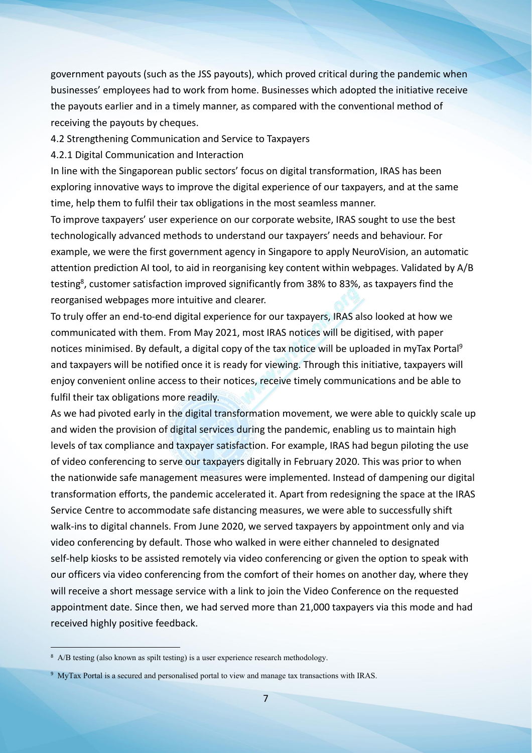government payouts (such as the JSS payouts), which proved critical during the pandemic when businesses' employees had to work from home. Businesses which adopted the initiative receive the payouts earlier and in a timely manner, as compared with the conventional method of receiving the payouts by cheques.

### 4.2 Strengthening Communication and Service to Taxpayers

#### 4.2.1 Digital Communication and Interaction

In line with the Singaporean public sectors' focus on digital transformation, IRAS has been exploring innovative ways to improve the digital experience of our taxpayers, and at the same time, help them to fulfil their tax obligations in the most seamless manner.

To improve taxpayers' user experience on our corporate website, IRAS sought to use the best technologically advanced methods to understand our taxpayers' needs and behaviour. For example, we were the first government agency in Singapore to apply NeuroVision, an automatic attention prediction AI tool, to aid in reorganising key content within webpages. Validated by A/B testing[8], customer satisfaction improved significantly from 38% to 83%, as taxpayers find the reorganised webpages more intuitive and clearer.

To truly offer an end-to-end digital experience for our taxpayers, IRAS also looked at how we communicated with them. From May 2021, most IRAS notices will be digitised, with paper notices minimised. By default, a digital copy of the tax notice will be uploaded in myTax Portal[9] and taxpayers will be notified once it is ready for viewing. Through this initiative, taxpayers will enjoy convenient online access to their notices, receive timely communications and be able to fulfil their tax obligations more readily.

As we had pivoted early in the digital transformation movement, we were able to quickly scale up and widen the provision of digital services during the pandemic, enabling us to maintain high levels of tax compliance and taxpayer satisfaction. For example, IRAS had begun piloting the use of video conferencing to serve our taxpayers digitally in February 2020. This was prior to when the nationwide safe management measures were implemented. Instead of dampening our digital transformation efforts, the pandemic accelerated it. Apart from redesigning the space at the IRAS Service Centre to accommodate safe distancing measures, we were able to successfully shift walk-ins to digital channels. From June 2020, we served taxpayers by appointment only and via video conferencing by default. Those who walked in were either channeled to designated self-help kiosks to be assisted remotely via video conferencing or given the option to speak with our officers via video conferencing from the comfort of their homes on another day, where they will receive a short message service with a link to join the Video Conference on the requested appointment date. Since then, we had served more than 21,000 taxpayers via this mode and had received highly positive feedback.

---

[8] A/B testing (also known as spilt testing) is a user experience research methodology.

[9] MyTax Portal is a secured and personalised portal to view and manage tax transactions with IRAS.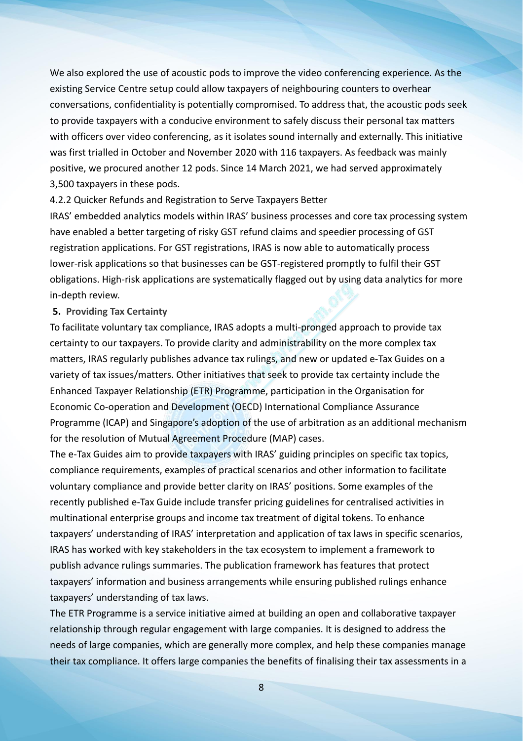We also explored the use of acoustic pods to improve the video conferencing experience. As the existing Service Centre setup could allow taxpayers of neighbouring counters to overhear conversations, confidentiality is potentially compromised. To address that, the acoustic pods seek to provide taxpayers with a conducive environment to safely discuss their personal tax matters with officers over video conferencing, as it isolates sound internally and externally. This initiative was first trialled in October and November 2020 with 116 taxpayers. As feedback was mainly positive, we procured another 12 pods. Since 14 March 2021, we had served approximately 3,500 taxpayers in these pods.

### 4.2.2 Quicker Refunds and Registration to Serve Taxpayers Better

IRAS' embedded analytics models within IRAS' business processes and core tax processing system have enabled a better targeting of risky GST refund claims and speedier processing of GST registration applications. For GST registrations, IRAS is now able to automatically process lower-risk applications so that businesses can be GST-registered promptly to fulfil their GST obligations. High-risk applications are systematically flagged out by using data analytics for more in-depth review.

## 5. Providing Tax Certainty

To facilitate voluntary tax compliance, IRAS adopts a multi-pronged approach to provide tax certainty to our taxpayers. To provide clarity and administrability on the more complex tax matters, IRAS regularly publishes advance tax rulings, and new or updated e-Tax Guides on a variety of tax issues/matters. Other initiatives that seek to provide tax certainty include the Enhanced Taxpayer Relationship (ETR) Programme, participation in the Organisation for Economic Co-operation and Development (OECD) International Compliance Assurance Programme (ICAP) and Singapore's adoption of the use of arbitration as an additional mechanism for the resolution of Mutual Agreement Procedure (MAP) cases.

The e-Tax Guides aim to provide taxpayers with IRAS' guiding principles on specific tax topics, compliance requirements, examples of practical scenarios and other information to facilitate voluntary compliance and provide better clarity on IRAS' positions. Some examples of the recently published e-Tax Guide include transfer pricing guidelines for centralised activities in multinational enterprise groups and income tax treatment of digital tokens. To enhance taxpayers' understanding of IRAS' interpretation and application of tax laws in specific scenarios, IRAS has worked with key stakeholders in the tax ecosystem to implement a framework to publish advance rulings summaries. The publication framework has features that protect taxpayers' information and business arrangements while ensuring published rulings enhance taxpayers' understanding of tax laws.

The ETR Programme is a service initiative aimed at building an open and collaborative taxpayer relationship through regular engagement with large companies. It is designed to address the needs of large companies, which are generally more complex, and help these companies manage their tax compliance. It offers large companies the benefits of finalising their tax assessments in a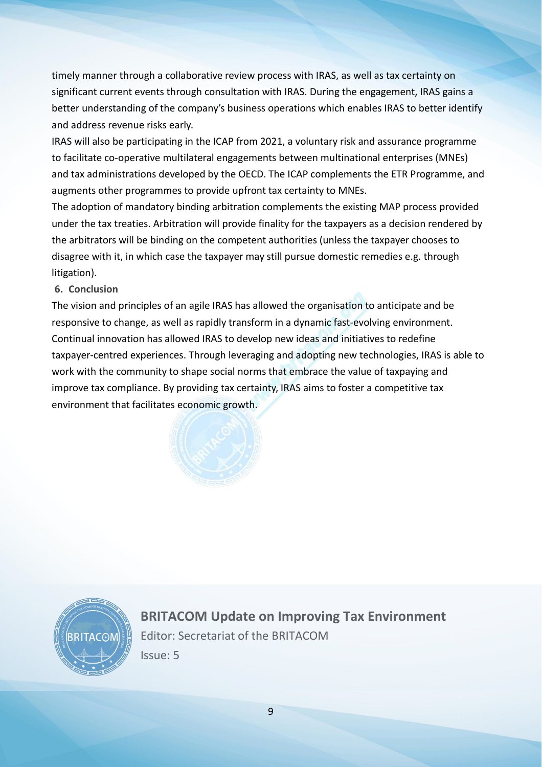timely manner through a collaborative review process with IRAS, as well as tax certainty on significant current events through consultation with IRAS. During the engagement, IRAS gains a better understanding of the company's business operations which enables IRAS to better identify and address revenue risks early.

IRAS will also be participating in the ICAP from 2021, a voluntary risk and assurance programme to facilitate co-operative multilateral engagements between multinational enterprises (MNEs) and tax administrations developed by the OECD. The ICAP complements the ETR Programme, and augments other programmes to provide upfront tax certainty to MNEs.

The adoption of mandatory binding arbitration complements the existing MAP process provided under the tax treaties. Arbitration will provide finality for the taxpayers as a decision rendered by the arbitrators will be binding on the competent authorities (unless the taxpayer chooses to disagree with it, in which case the taxpayer may still pursue domestic remedies e.g. through litigation).

## 6. Conclusion

The vision and principles of an agile IRAS has allowed the organisation to anticipate and be responsive to change, as well as rapidly transform in a dynamic fast-evolving environment. Continual innovation has allowed IRAS to develop new ideas and initiatives to redefine taxpayer-centred experiences. Through leveraging and adopting new technologies, IRAS is able to work with the community to shape social norms that embrace the value of taxpaying and improve tax compliance. By providing tax certainty, IRAS aims to foster a competitive tax environment that facilitates economic growth.